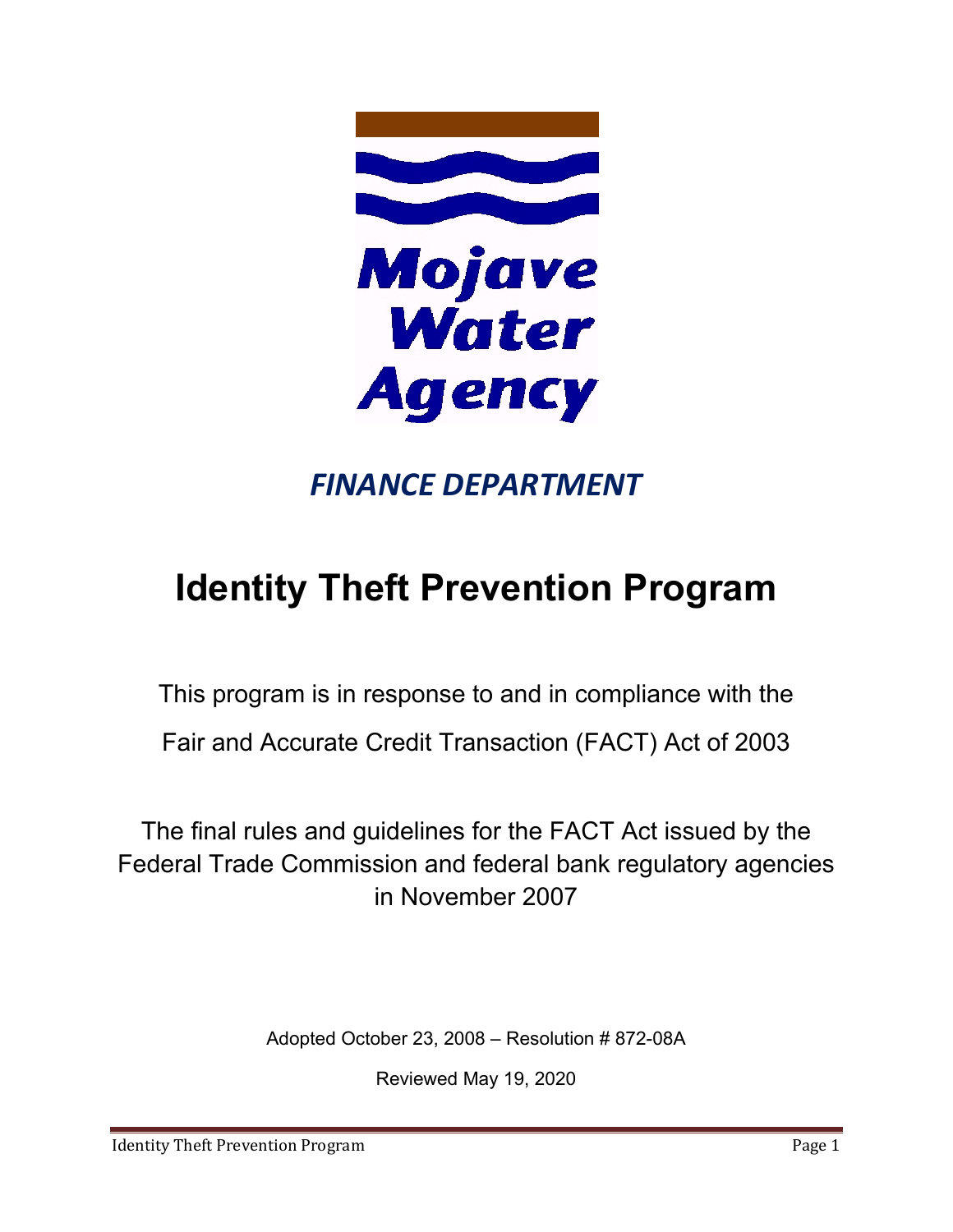Mojave Water Agency

*FINANCE DEPARTMENT*

# Identity Theft Prevention Program

This program is in response to and in compliance with the

Fair and Accurate Credit Transaction (FACT) Act of 2003

The final rules and guidelines for the FACT Act issued by the Federal Trade Commission and federal bank regulatory agencies in November 2007

Adopted October 23, 2008 – Resolution # 872-08A

Reviewed May 19, 2020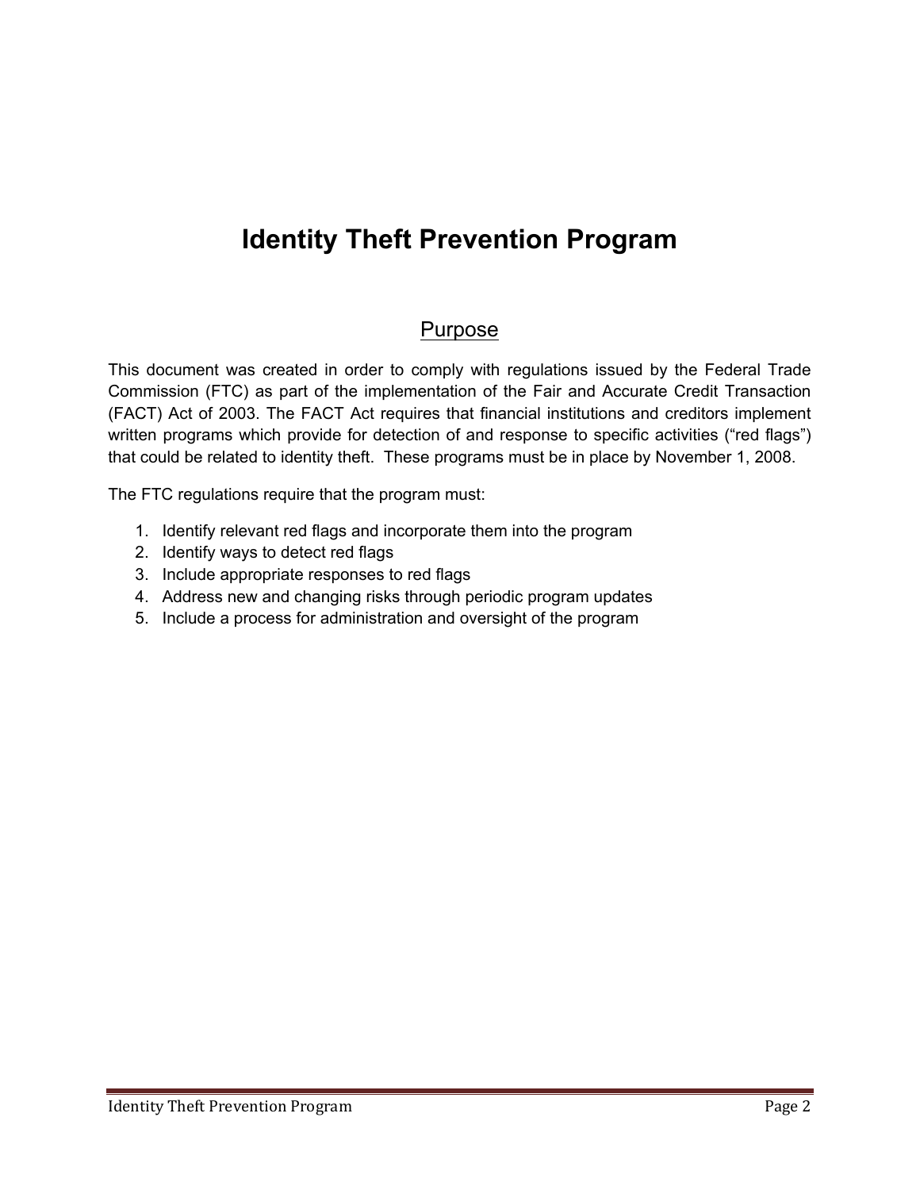# Identity Theft Prevention Program

## Purpose

This document was created in order to comply with regulations issued by the Federal Trade Commission (FTC) as part of the implementation of the Fair and Accurate Credit Transaction (FACT) Act of 2003. The FACT Act requires that financial institutions and creditors implement written programs which provide for detection of and response to specific activities ("red flags") that could be related to identity theft. These programs must be in place by November 1, 2008.

The FTC regulations require that the program must:

1. Identify relevant red flags and incorporate them into the program
2. Identify ways to detect red flags
3. Include appropriate responses to red flags
4. Address new and changing risks through periodic program updates
5. Include a process for administration and oversight of the program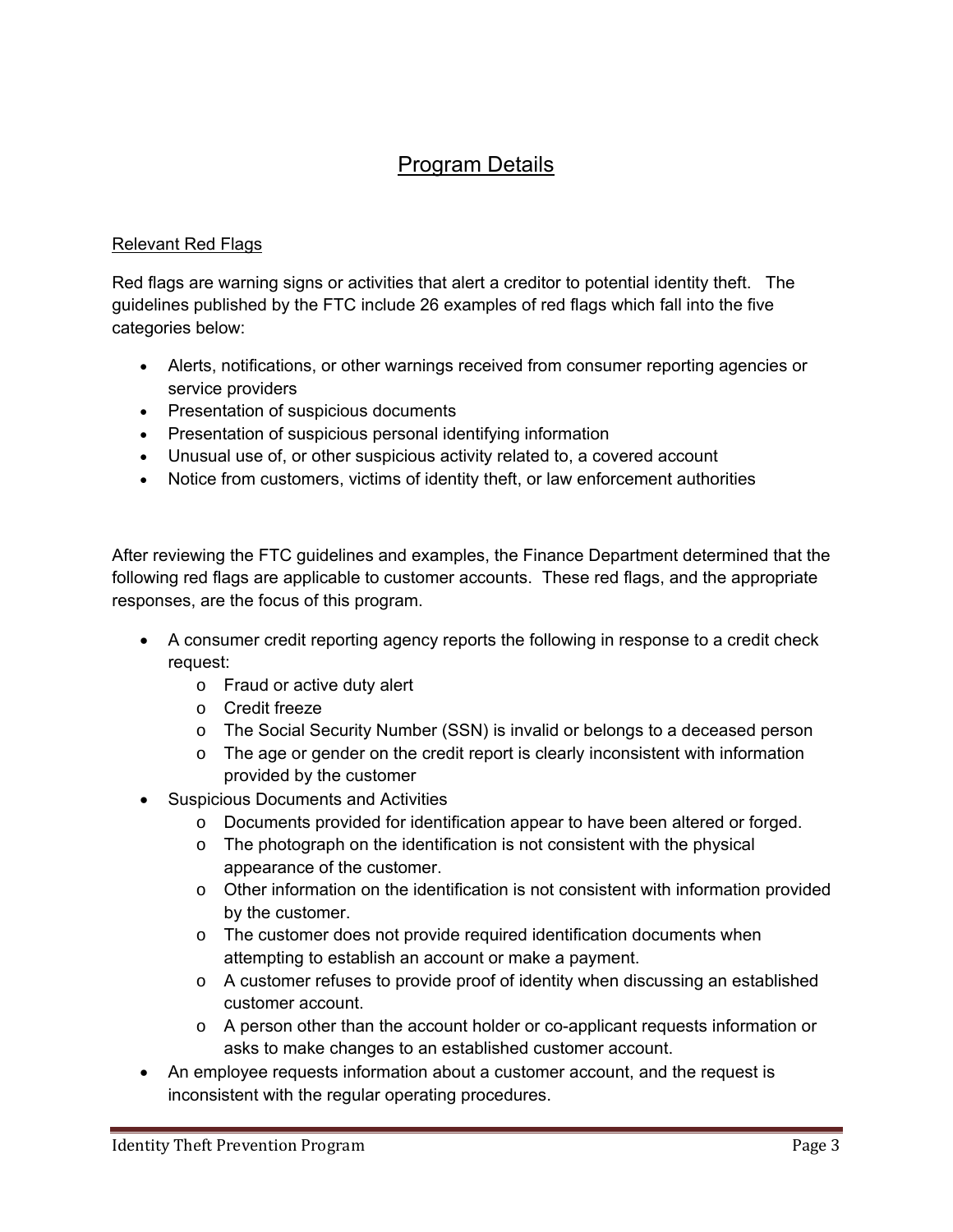## Program Details

### Relevant Red Flags

Red flags are warning signs or activities that alert a creditor to potential identity theft. The guidelines published by the FTC include 26 examples of red flags which fall into the five categories below:

- Alerts, notifications, or other warnings received from consumer reporting agencies or service providers
- Presentation of suspicious documents
- Presentation of suspicious personal identifying information
- Unusual use of, or other suspicious activity related to, a covered account
- Notice from customers, victims of identity theft, or law enforcement authorities

After reviewing the FTC guidelines and examples, the Finance Department determined that the following red flags are applicable to customer accounts. These red flags, and the appropriate responses, are the focus of this program.

- A consumer credit reporting agency reports the following in response to a credit check request:
  - Fraud or active duty alert
  - Credit freeze
  - The Social Security Number (SSN) is invalid or belongs to a deceased person
  - The age or gender on the credit report is clearly inconsistent with information provided by the customer
- Suspicious Documents and Activities
  - Documents provided for identification appear to have been altered or forged.
  - The photograph on the identification is not consistent with the physical appearance of the customer.
  - Other information on the identification is not consistent with information provided by the customer.
  - The customer does not provide required identification documents when attempting to establish an account or make a payment.
  - A customer refuses to provide proof of identity when discussing an established customer account.
  - A person other than the account holder or co-applicant requests information or asks to make changes to an established customer account.
- An employee requests information about a customer account, and the request is inconsistent with the regular operating procedures.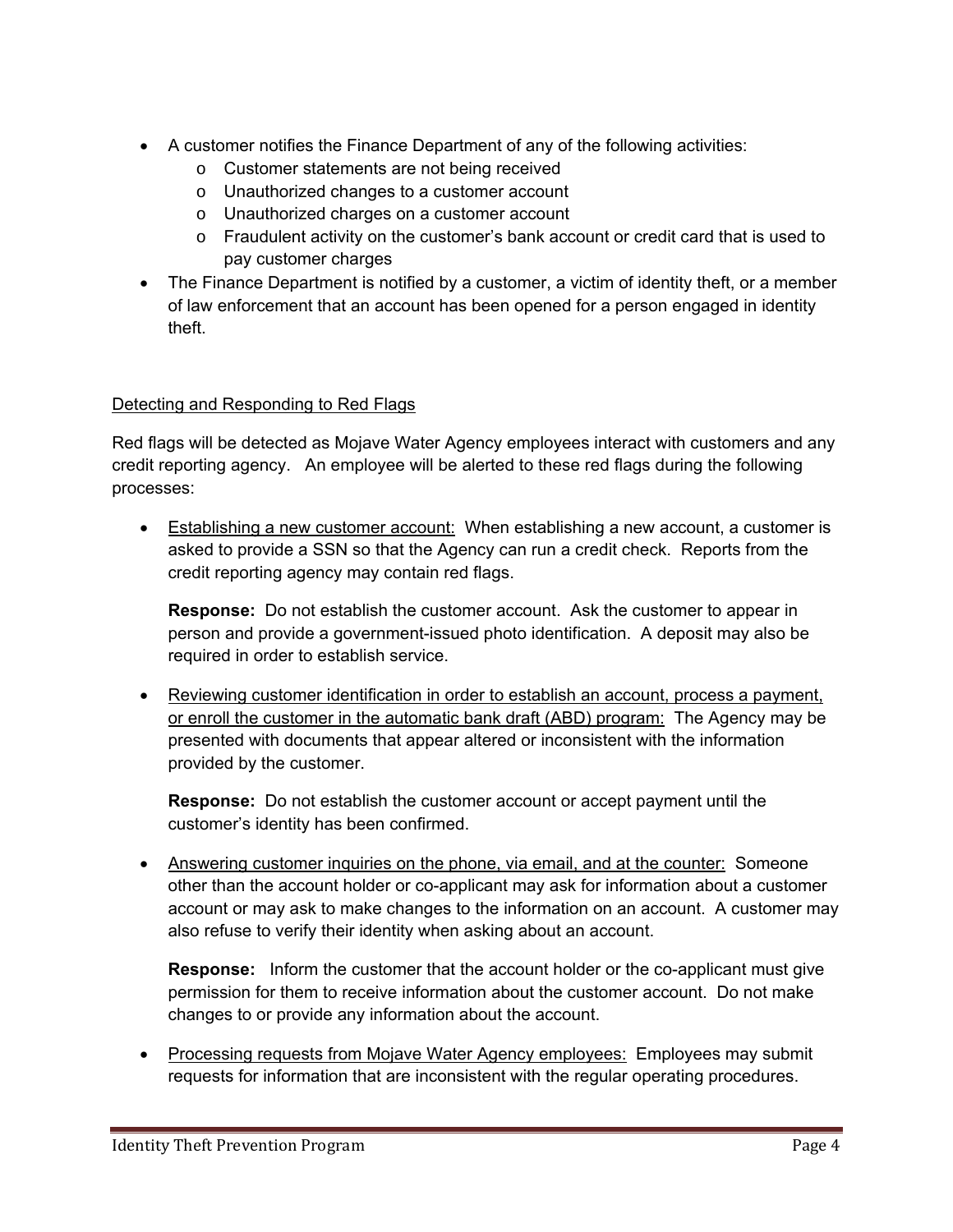- A customer notifies the Finance Department of any of the following activities:
  - Customer statements are not being received
  - Unauthorized changes to a customer account
  - Unauthorized charges on a customer account
  - Fraudulent activity on the customer's bank account or credit card that is used to pay customer charges
- The Finance Department is notified by a customer, a victim of identity theft, or a member of law enforcement that an account has been opened for a person engaged in identity theft.

<u>Detecting and Responding to Red Flags</u>

Red flags will be detected as Mojave Water Agency employees interact with customers and any credit reporting agency. An employee will be alerted to these red flags during the following processes:

- <u>Establishing a new customer account:</u> When establishing a new account, a customer is asked to provide a SSN so that the Agency can run a credit check. Reports from the credit reporting agency may contain red flags.

  **Response:** Do not establish the customer account. Ask the customer to appear in person and provide a government-issued photo identification. A deposit may also be required in order to establish service.

- <u>Reviewing customer identification in order to establish an account, process a payment, or enroll the customer in the automatic bank draft (ABD) program:</u> The Agency may be presented with documents that appear altered or inconsistent with the information provided by the customer.

  **Response:** Do not establish the customer account or accept payment until the customer's identity has been confirmed.

- <u>Answering customer inquiries on the phone, via email, and at the counter:</u> Someone other than the account holder or co-applicant may ask for information about a customer account or may ask to make changes to the information on an account. A customer may also refuse to verify their identity when asking about an account.

  **Response:** Inform the customer that the account holder or the co-applicant must give permission for them to receive information about the customer account. Do not make changes to or provide any information about the account.

- <u>Processing requests from Mojave Water Agency employees:</u> Employees may submit requests for information that are inconsistent with the regular operating procedures.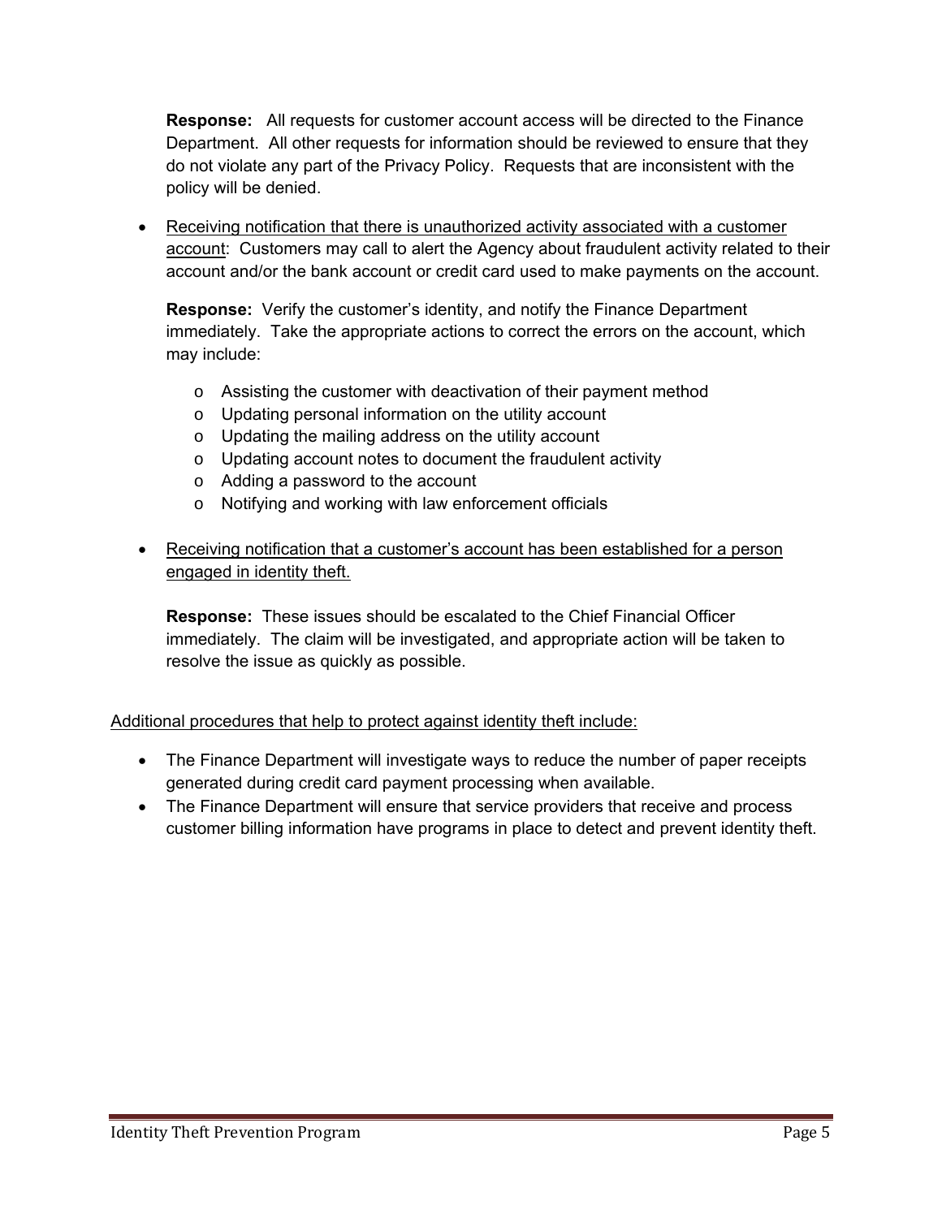**Response:** All requests for customer account access will be directed to the Finance Department. All other requests for information should be reviewed to ensure that they do not violate any part of the Privacy Policy. Requests that are inconsistent with the policy will be denied.

- <u>Receiving notification that there is unauthorized activity associated with a customer account</u>: Customers may call to alert the Agency about fraudulent activity related to their account and/or the bank account or credit card used to make payments on the account.

  **Response:** Verify the customer's identity, and notify the Finance Department immediately. Take the appropriate actions to correct the errors on the account, which may include:

  - Assisting the customer with deactivation of their payment method
  - Updating personal information on the utility account
  - Updating the mailing address on the utility account
  - Updating account notes to document the fraudulent activity
  - Adding a password to the account
  - Notifying and working with law enforcement officials

- <u>Receiving notification that a customer's account has been established for a person engaged in identity theft.</u>

  **Response:** These issues should be escalated to the Chief Financial Officer immediately. The claim will be investigated, and appropriate action will be taken to resolve the issue as quickly as possible.

<u>Additional procedures that help to protect against identity theft include:</u>

- The Finance Department will investigate ways to reduce the number of paper receipts generated during credit card payment processing when available.
- The Finance Department will ensure that service providers that receive and process customer billing information have programs in place to detect and prevent identity theft.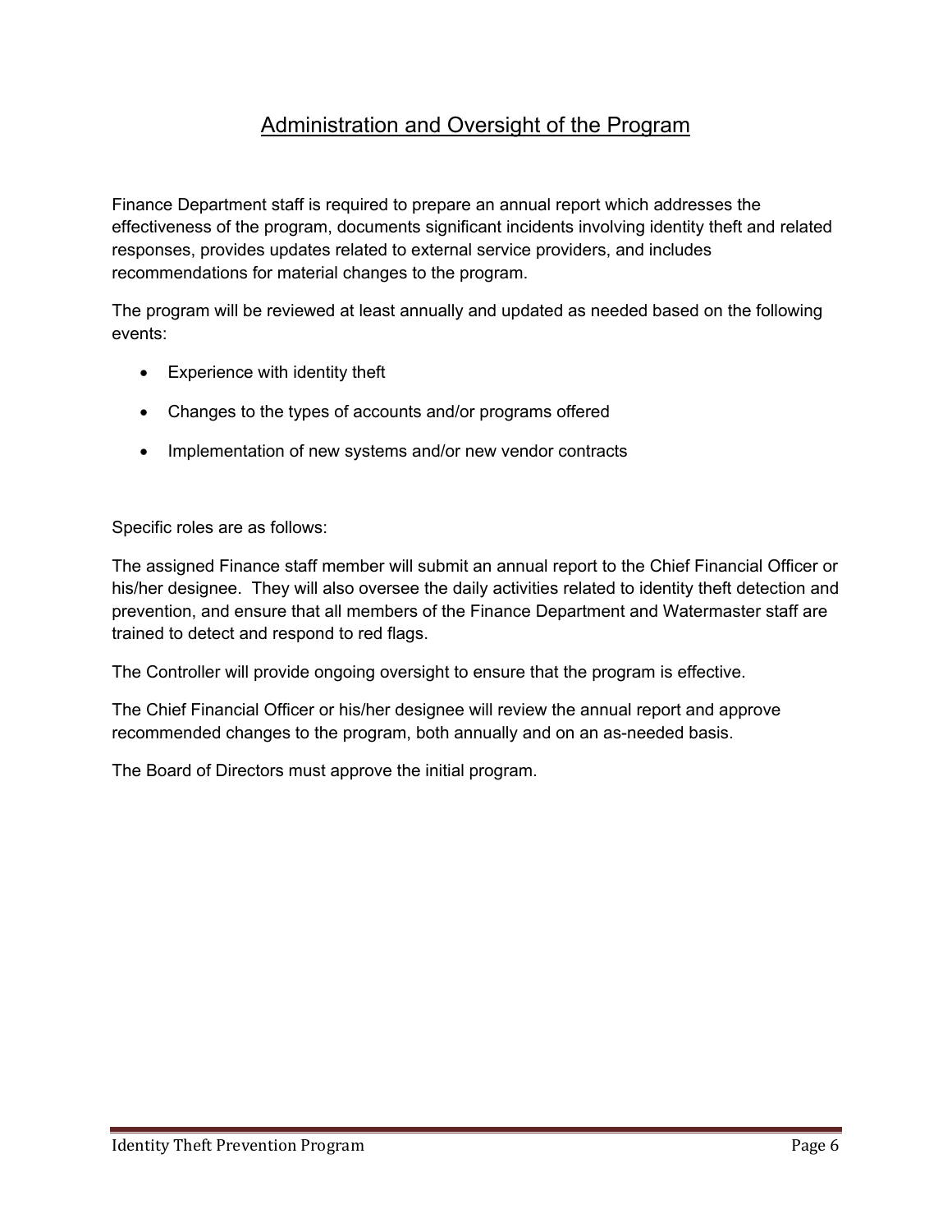## Administration and Oversight of the Program

Finance Department staff is required to prepare an annual report which addresses the effectiveness of the program, documents significant incidents involving identity theft and related responses, provides updates related to external service providers, and includes recommendations for material changes to the program.

The program will be reviewed at least annually and updated as needed based on the following events:

- Experience with identity theft
- Changes to the types of accounts and/or programs offered
- Implementation of new systems and/or new vendor contracts

Specific roles are as follows:

The assigned Finance staff member will submit an annual report to the Chief Financial Officer or his/her designee. They will also oversee the daily activities related to identity theft detection and prevention, and ensure that all members of the Finance Department and Watermaster staff are trained to detect and respond to red flags.

The Controller will provide ongoing oversight to ensure that the program is effective.

The Chief Financial Officer or his/her designee will review the annual report and approve recommended changes to the program, both annually and on an as-needed basis.

The Board of Directors must approve the initial program.